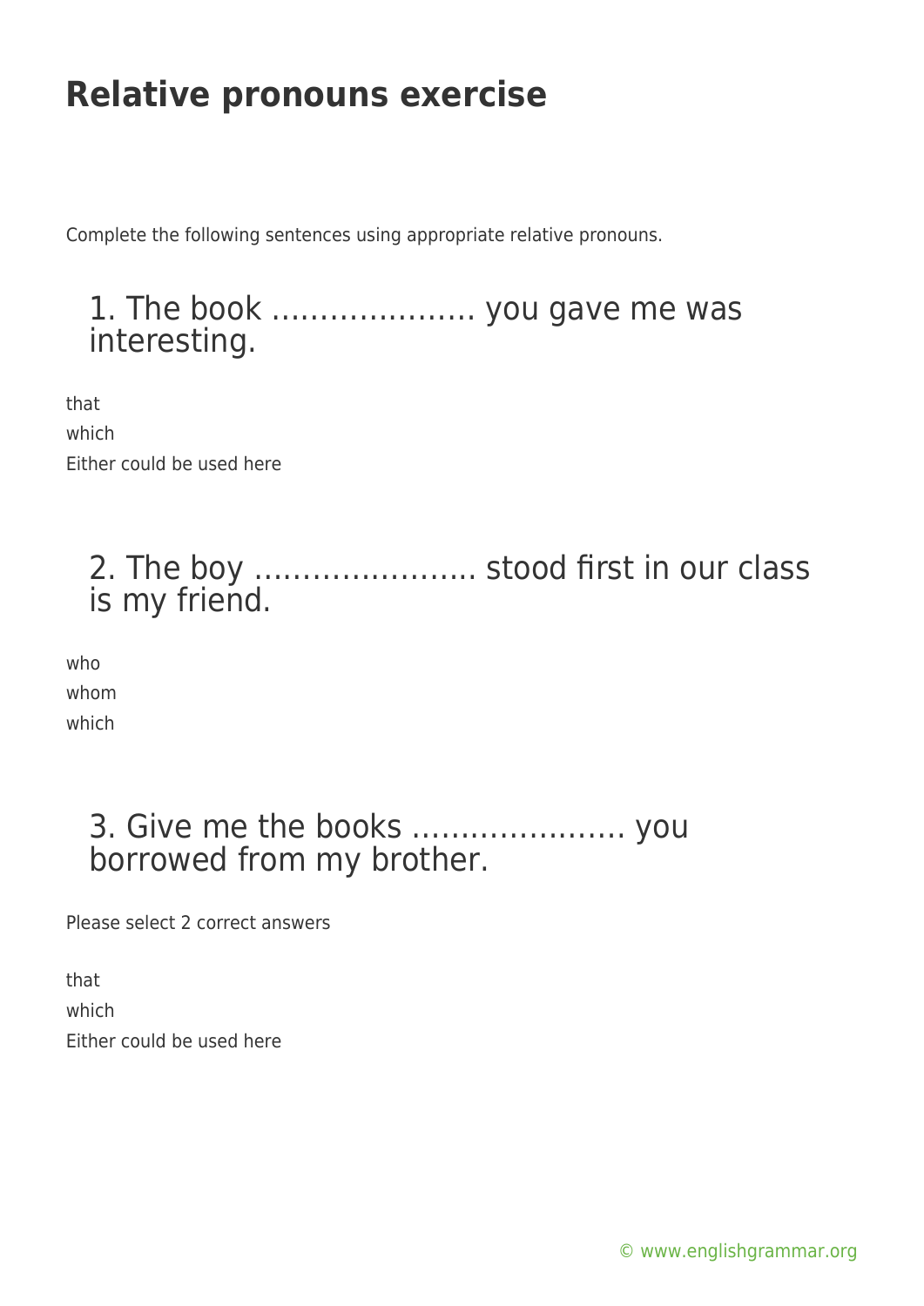# Relative pronouns exercise

Complete the following sentences using appropriate relative pronouns.

## 1. The book ………………… you gave me was interesting.

that

which

Either could be used here

## 2. The boy ………………….. stood first in our class is my friend.

who

whom

which

## 3. Give me the books …………………. you borrowed from my brother.

Please select 2 correct answers

that

which

Either could be used here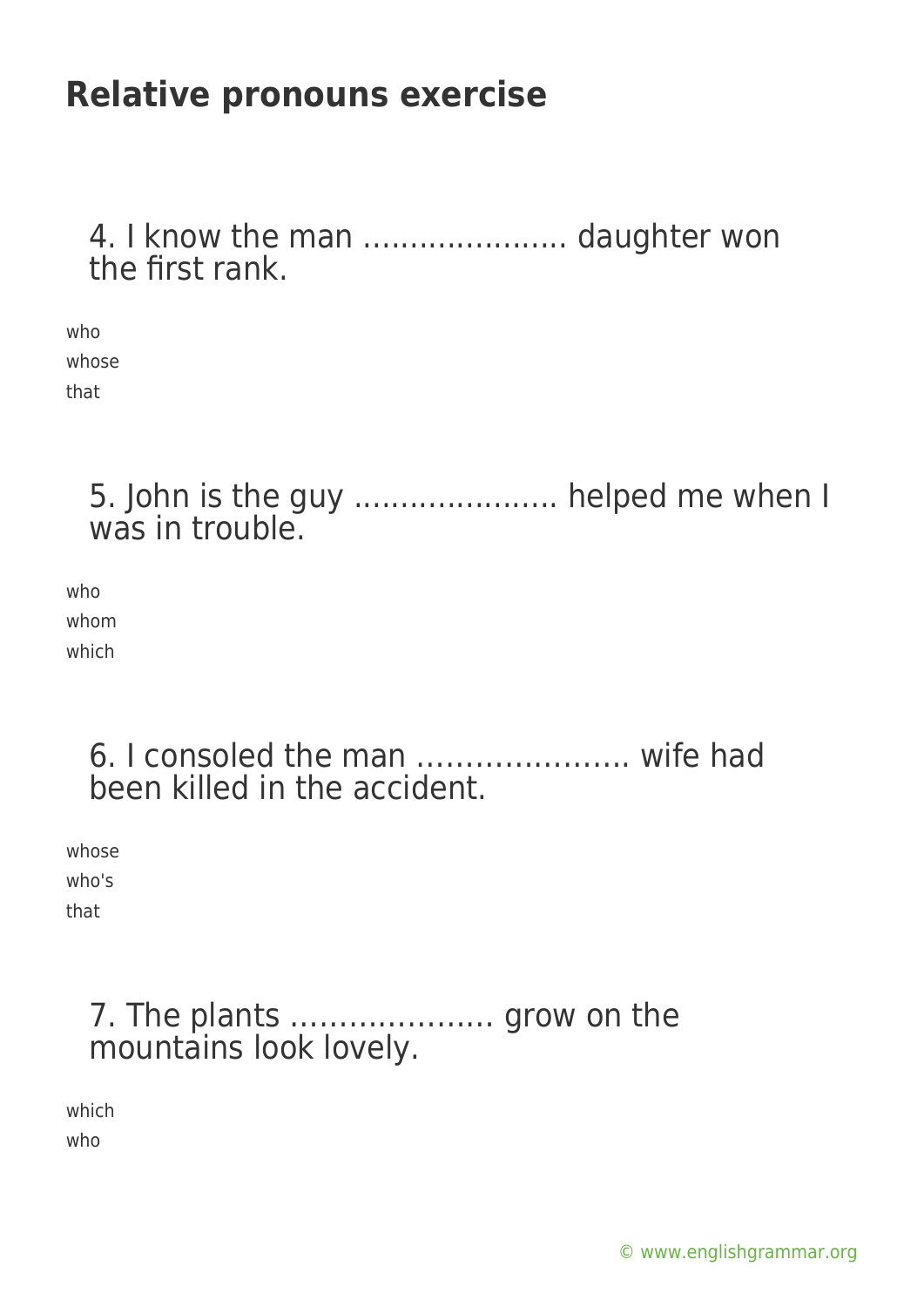# Relative pronouns exercise

4. I know the man ..................... daughter won the first rank.

who
whose
that

5. John is the guy ..................... helped me when I was in trouble.

who
whom
which

6. I consoled the man …………………. wife had been killed in the accident.

whose
who's
that

7. The plants ………………… grow on the mountains look lovely.

which
who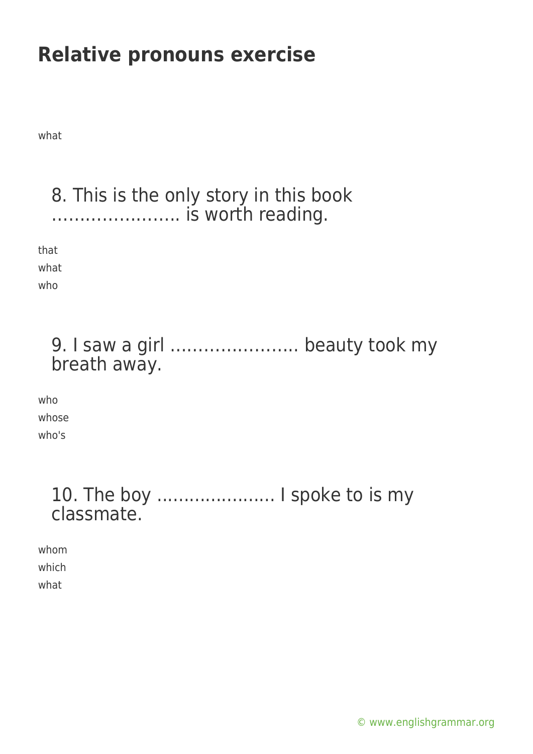# Relative pronouns exercise

what

8. This is the only story in this book ………………….. is worth reading.

that

what

who

9. I saw a girl ………………….. beauty took my breath away.

who

whose

who's

10. The boy ………………… I spoke to is my classmate.

whom

which

what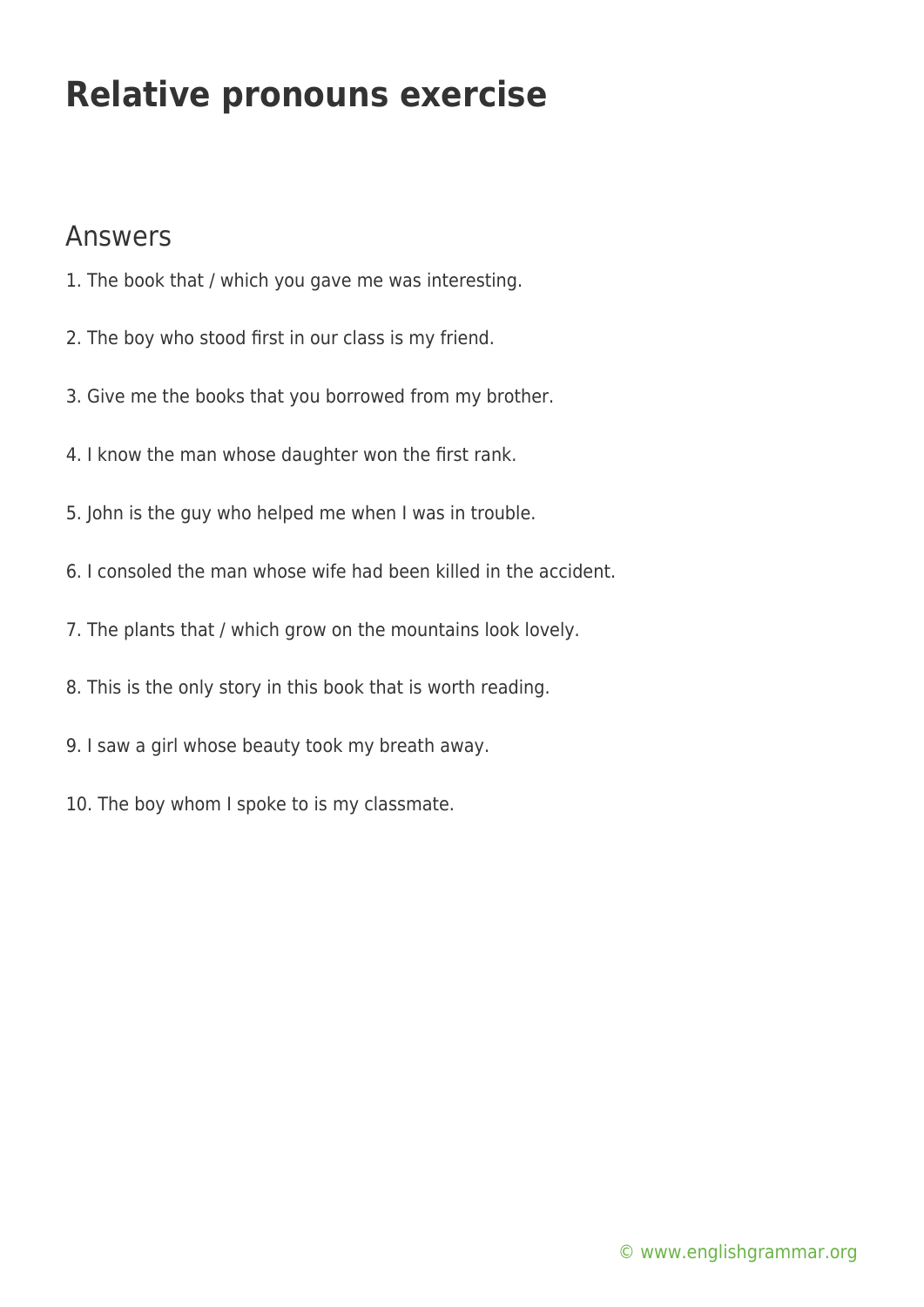# Relative pronouns exercise

## Answers

1. The book that / which you gave me was interesting.

2. The boy who stood first in our class is my friend.

3. Give me the books that you borrowed from my brother.

4. I know the man whose daughter won the first rank.

5. John is the guy who helped me when I was in trouble.

6. I consoled the man whose wife had been killed in the accident.

7. The plants that / which grow on the mountains look lovely.

8. This is the only story in this book that is worth reading.

9. I saw a girl whose beauty took my breath away.

10. The boy whom I spoke to is my classmate.